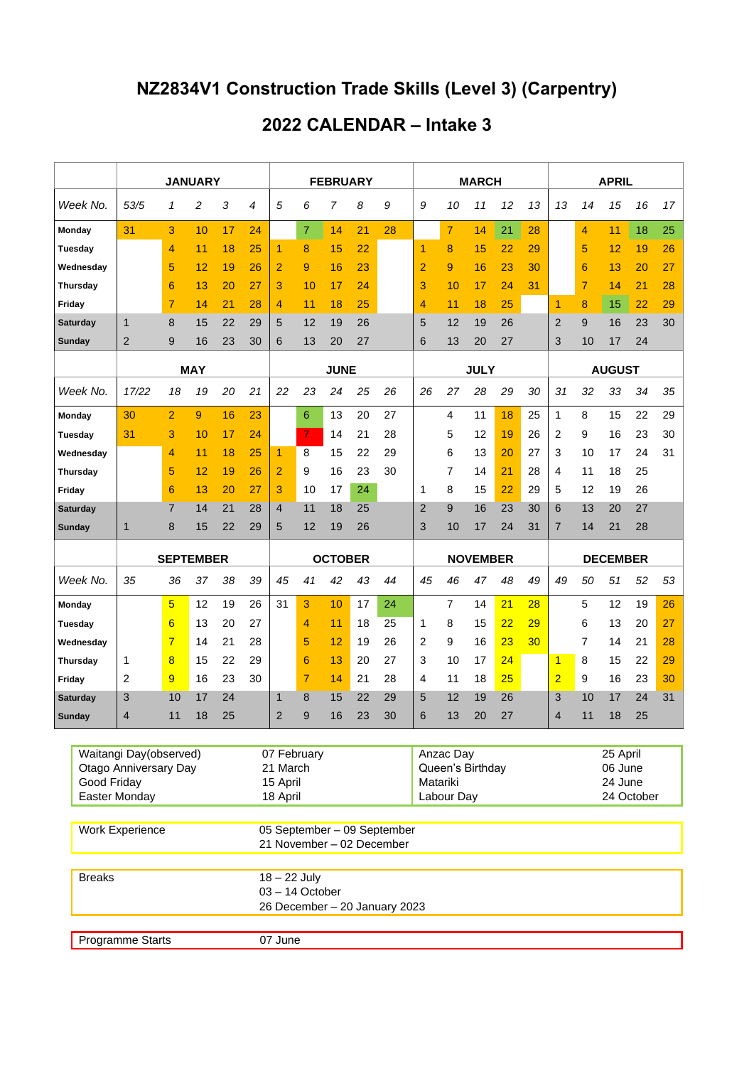# NZ2834V1 Construction Trade Skills (Level 3) (Carpentry)

## 2022 CALENDAR – Intake 3

| | JANUARY | | | | | FEBRUARY | | | | | MARCH | | | | | APRIL | | | | |
|---|---|---|---|---|---|---|---|---|---|---|---|---|---|---|---|---|---|---|---|---|
| *Week No.* | *53/5* | *1* | *2* | *3* | *4* | *5* | *6* | *7* | *8* | *9* | *9* | *10* | *11* | *12* | *13* | *13* | *14* | *15* | *16* | *17* |
| **Monday** | 31 | 3 | 10 | 17 | 24 | | 7 | 14 | 21 | 28 | | 7 | 14 | 21 | 28 | | 4 | 11 | 18 | 25 |
| **Tuesday** | | 4 | 11 | 18 | 25 | 1 | 8 | 15 | 22 | | 1 | 8 | 15 | 22 | 29 | | 5 | 12 | 19 | 26 |
| **Wednesday** | | 5 | 12 | 19 | 26 | 2 | 9 | 16 | 23 | | 2 | 9 | 16 | 23 | 30 | | 6 | 13 | 20 | 27 |
| **Thursday** | | 6 | 13 | 20 | 27 | 3 | 10 | 17 | 24 | | 3 | 10 | 17 | 24 | 31 | | 7 | 14 | 21 | 28 |
| **Friday** | | 7 | 14 | 21 | 28 | 4 | 11 | 18 | 25 | | 4 | 11 | 18 | 25 | | 1 | 8 | 15 | 22 | 29 |
| **Saturday** | 1 | 8 | 15 | 22 | 29 | 5 | 12 | 19 | 26 | | 5 | 12 | 19 | 26 | | 2 | 9 | 16 | 23 | 30 |
| **Sunday** | 2 | 9 | 16 | 23 | 30 | 6 | 13 | 20 | 27 | | 6 | 13 | 20 | 27 | | 3 | 10 | 17 | 24 | |
| | **MAY** | | | | | **JUNE** | | | | | **JULY** | | | | | **AUGUST** | | | | |
| *Week No.* | *17/22* | *18* | *19* | *20* | *21* | *22* | *23* | *24* | *25* | *26* | *26* | *27* | *28* | *29* | *30* | *31* | *32* | *33* | *34* | *35* |
| **Monday** | 30 | 2 | 9 | 16 | 23 | | 6 | 13 | 20 | 27 | | 4 | 11 | 18 | 25 | 1 | 8 | 15 | 22 | 29 |
| **Tuesday** | 31 | 3 | 10 | 17 | 24 | | 7 | 14 | 21 | 28 | | 5 | 12 | 19 | 26 | 2 | 9 | 16 | 23 | 30 |
| **Wednesday** | | 4 | 11 | 18 | 25 | 1 | 8 | 15 | 22 | 29 | | 6 | 13 | 20 | 27 | 3 | 10 | 17 | 24 | 31 |
| **Thursday** | | 5 | 12 | 19 | 26 | 2 | 9 | 16 | 23 | 30 | | 7 | 14 | 21 | 28 | 4 | 11 | 18 | 25 | |
| **Friday** | | 6 | 13 | 20 | 27 | 3 | 10 | 17 | 24 | | 1 | 8 | 15 | 22 | 29 | 5 | 12 | 19 | 26 | |
| **Saturday** | | 7 | 14 | 21 | 28 | 4 | 11 | 18 | 25 | | 2 | 9 | 16 | 23 | 30 | 6 | 13 | 20 | 27 | |
| **Sunday** | 1 | 8 | 15 | 22 | 29 | 5 | 12 | 19 | 26 | | 3 | 10 | 17 | 24 | 31 | 7 | 14 | 21 | 28 | |
| | **SEPTEMBER** | | | | | **OCTOBER** | | | | | **NOVEMBER** | | | | | **DECEMBER** | | | | |
| *Week No.* | *35* | *36* | *37* | *38* | *39* | *45* | *41* | *42* | *43* | *44* | *45* | *46* | *47* | *48* | *49* | *49* | *50* | *51* | *52* | *53* |
| **Monday** | | 5 | 12 | 19 | 26 | 31 | 3 | 10 | 17 | 24 | | 7 | 14 | 21 | 28 | | 5 | 12 | 19 | 26 |
| **Tuesday** | | 6 | 13 | 20 | 27 | | 4 | 11 | 18 | 25 | 1 | 8 | 15 | 22 | 29 | | 6 | 13 | 20 | 27 |
| **Wednesday** | | 7 | 14 | 21 | 28 | | 5 | 12 | 19 | 26 | 2 | 9 | 16 | 23 | 30 | | 7 | 14 | 21 | 28 |
| **Thursday** | 1 | 8 | 15 | 22 | 29 | | 6 | 13 | 20 | 27 | 3 | 10 | 17 | 24 | | 1 | 8 | 15 | 22 | 29 |
| **Friday** | 2 | 9 | 16 | 23 | 30 | | 7 | 14 | 21 | 28 | 4 | 11 | 18 | 25 | | 2 | 9 | 16 | 23 | 30 |
| **Saturday** | 3 | 10 | 17 | 24 | | 1 | 8 | 15 | 22 | 29 | 5 | 12 | 19 | 26 | | 3 | 10 | 17 | 24 | 31 |
| **Sunday** | 4 | 11 | 18 | 25 | | 2 | 9 | 16 | 23 | 30 | 6 | 13 | 20 | 27 | | 4 | 11 | 18 | 25 | |

| Holiday | Date | Holiday | Date |
|---|---|---|---|
| Waitangi Day(observed) | 07 February | Anzac Day | 25 April |
| Otago Anniversary Day | 21 March | Queen's Birthday | 06 June |
| Good Friday | 15 April | Matariki | 24 June |
| Easter Monday | 18 April | Labour Day | 24 October |

| | |
|---|---|
| Work Experience | 05 September – 09 September<br>21 November – 02 December |
| Breaks | 18 – 22 July<br>03 – 14 October<br>26 December – 20 January 2023 |
| Programme Starts | 07 June |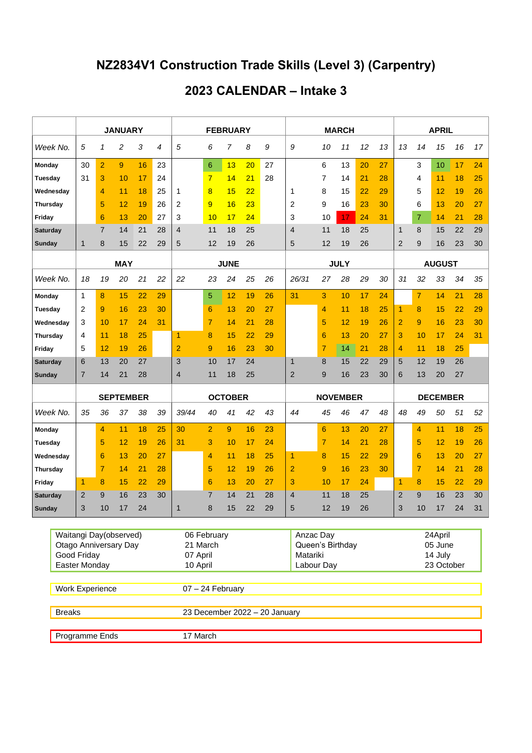# NZ2834V1 Construction Trade Skills (Level 3) (Carpentry)

## 2023 CALENDAR – Intake 3

| | JANUARY | | | | | FEBRUARY | | | | | MARCH | | | | | APRIL | | | | |
|---|---|---|---|---|---|---|---|---|---|---|---|---|---|---|---|---|---|---|---|---|
| *Week No.* | *5* | *1* | *2* | *3* | *4* | *5* | *6* | *7* | *8* | *9* | *9* | *10* | *11* | *12* | *13* | *13* | *14* | *15* | *16* | *17* |
| **Monday** | 30 | 2 | 9 | 16 | 23 | | 6 | 13 | 20 | 27 | | 6 | 13 | 20 | 27 | | 3 | 10 | 17 | 24 |
| **Tuesday** | 31 | 3 | 10 | 17 | 24 | | 7 | 14 | 21 | 28 | | 7 | 14 | 21 | 28 | | 4 | 11 | 18 | 25 |
| **Wednesday** | | 4 | 11 | 18 | 25 | 1 | 8 | 15 | 22 | | 1 | 8 | 15 | 22 | 29 | | 5 | 12 | 19 | 26 |
| **Thursday** | | 5 | 12 | 19 | 26 | 2 | 9 | 16 | 23 | | 2 | 9 | 16 | 23 | 30 | | 6 | 13 | 20 | 27 |
| **Friday** | | 6 | 13 | 20 | 27 | 3 | 10 | 17 | 24 | | 3 | 10 | 17 | 24 | 31 | | 7 | 14 | 21 | 28 |
| **Saturday** | | 7 | 14 | 21 | 28 | 4 | 11 | 18 | 25 | | 4 | 11 | 18 | 25 | | 1 | 8 | 15 | 22 | 29 |
| **Sunday** | 1 | 8 | 15 | 22 | 29 | 5 | 12 | 19 | 26 | | 5 | 12 | 19 | 26 | | 2 | 9 | 16 | 23 | 30 |
| | **MAY** | | | | | **JUNE** | | | | | **JULY** | | | | | **AUGUST** | | | | |
| *Week No.* | *18* | *19* | *20* | *21* | *22* | *22* | *23* | *24* | *25* | *26* | *26/31* | *27* | *28* | *29* | *30* | *31* | *32* | *33* | *34* | *35* |
| **Monday** | 1 | 8 | 15 | 22 | 29 | | 5 | 12 | 19 | 26 | 31 | 3 | 10 | 17 | 24 | | 7 | 14 | 21 | 28 |
| **Tuesday** | 2 | 9 | 16 | 23 | 30 | | 6 | 13 | 20 | 27 | | 4 | 11 | 18 | 25 | 1 | 8 | 15 | 22 | 29 |
| **Wednesday** | 3 | 10 | 17 | 24 | 31 | | 7 | 14 | 21 | 28 | | 5 | 12 | 19 | 26 | 2 | 9 | 16 | 23 | 30 |
| **Thursday** | 4 | 11 | 18 | 25 | | 1 | 8 | 15 | 22 | 29 | | 6 | 13 | 20 | 27 | 3 | 10 | 17 | 24 | 31 |
| **Friday** | 5 | 12 | 19 | 26 | | 2 | 9 | 16 | 23 | 30 | | 7 | 14 | 21 | 28 | 4 | 11 | 18 | 25 | |
| **Saturday** | 6 | 13 | 20 | 27 | | 3 | 10 | 17 | 24 | | 1 | 8 | 15 | 22 | 29 | 5 | 12 | 19 | 26 | |
| **Sunday** | 7 | 14 | 21 | 28 | | 4 | 11 | 18 | 25 | | 2 | 9 | 16 | 23 | 30 | 6 | 13 | 20 | 27 | |
| | **SEPTEMBER** | | | | | **OCTOBER** | | | | | **NOVEMBER** | | | | | **DECEMBER** | | | | |
| *Week No.* | *35* | *36* | *37* | *38* | *39* | *39/44* | *40* | *41* | *42* | *43* | *44* | *45* | *46* | *47* | *48* | *48* | *49* | *50* | *51* | *52* |
| **Monday** | | 4 | 11 | 18 | 25 | 30 | 2 | 9 | 16 | 23 | | 6 | 13 | 20 | 27 | | 4 | 11 | 18 | 25 |
| **Tuesday** | | 5 | 12 | 19 | 26 | 31 | 3 | 10 | 17 | 24 | | 7 | 14 | 21 | 28 | | 5 | 12 | 19 | 26 |
| **Wednesday** | | 6 | 13 | 20 | 27 | | 4 | 11 | 18 | 25 | 1 | 8 | 15 | 22 | 29 | | 6 | 13 | 20 | 27 |
| **Thursday** | | 7 | 14 | 21 | 28 | | 5 | 12 | 19 | 26 | 2 | 9 | 16 | 23 | 30 | | 7 | 14 | 21 | 28 |
| **Friday** | 1 | 8 | 15 | 22 | 29 | | 6 | 13 | 20 | 27 | 3 | 10 | 17 | 24 | | 1 | 8 | 15 | 22 | 29 |
| **Saturday** | 2 | 9 | 16 | 23 | 30 | | 7 | 14 | 21 | 28 | 4 | 11 | 18 | 25 | | 2 | 9 | 16 | 23 | 30 |
| **Sunday** | 3 | 10 | 17 | 24 | | 1 | 8 | 15 | 22 | 29 | 5 | 12 | 19 | 26 | | 3 | 10 | 17 | 24 | 31 |

| | | | |
|---|---|---|---|
| Waitangi Day(observed) | 06 February | Anzac Day | 24April |
| Otago Anniversary Day | 21 March | Queen's Birthday | 05 June |
| Good Friday | 07 April | Matariki | 14 July |
| Easter Monday | 10 April | Labour Day | 23 October |

| | |
|---|---|
| Work Experience | 07 – 24 February |
| Breaks | 23 December 2022 – 20 January |
| Programme Ends | 17 March |